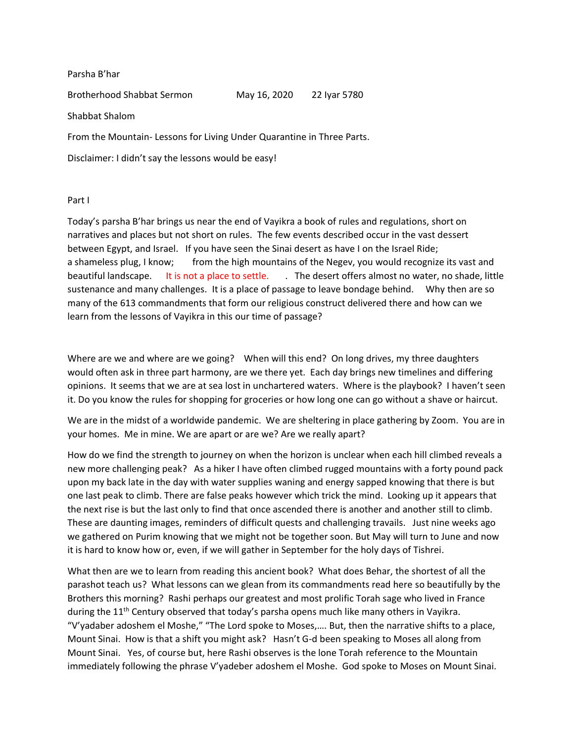Parsha B'har

Brotherhood Shabbat Sermon     May 16, 2020     22 Iyar 5780

Shabbat Shalom

From the Mountain- Lessons for Living Under Quarantine in Three Parts.

Disclaimer: I didn't say the lessons would be easy!

Part I

Today's parsha B'har brings us near the end of Vayikra a book of rules and regulations, short on narratives and places but not short on rules. The few events described occur in the vast dessert between Egypt, and Israel. If you have seen the Sinai desert as have I on the Israel Ride; a shameless plug, I know; from the high mountains of the Negev, you would recognize its vast and beautiful landscape. It is not a place to settle. . The desert offers almost no water, no shade, little sustenance and many challenges. It is a place of passage to leave bondage behind. Why then are so many of the 613 commandments that form our religious construct delivered there and how can we learn from the lessons of Vayikra in this our time of passage?

Where are we and where are we going? When will this end? On long drives, my three daughters would often ask in three part harmony, are we there yet. Each day brings new timelines and differing opinions. It seems that we are at sea lost in unchartered waters. Where is the playbook? I haven't seen it. Do you know the rules for shopping for groceries or how long one can go without a shave or haircut.

We are in the midst of a worldwide pandemic. We are sheltering in place gathering by Zoom. You are in your homes. Me in mine. We are apart or are we? Are we really apart?

How do we find the strength to journey on when the horizon is unclear when each hill climbed reveals a new more challenging peak? As a hiker I have often climbed rugged mountains with a forty pound pack upon my back late in the day with water supplies waning and energy sapped knowing that there is but one last peak to climb. There are false peaks however which trick the mind. Looking up it appears that the next rise is but the last only to find that once ascended there is another and another still to climb. These are daunting images, reminders of difficult quests and challenging travails. Just nine weeks ago we gathered on Purim knowing that we might not be together soon. But May will turn to June and now it is hard to know how or, even, if we will gather in September for the holy days of Tishrei.

What then are we to learn from reading this ancient book? What does Behar, the shortest of all the parashot teach us? What lessons can we glean from its commandments read here so beautifully by the Brothers this morning? Rashi perhaps our greatest and most prolific Torah sage who lived in France during the 11th Century observed that today's parsha opens much like many others in Vayikra. "V'yadaber adoshem el Moshe," "The Lord spoke to Moses,…. But, then the narrative shifts to a place, Mount Sinai. How is that a shift you might ask? Hasn't G-d been speaking to Moses all along from Mount Sinai. Yes, of course but, here Rashi observes is the lone Torah reference to the Mountain immediately following the phrase V'yadeber adoshem el Moshe. God spoke to Moses on Mount Sinai.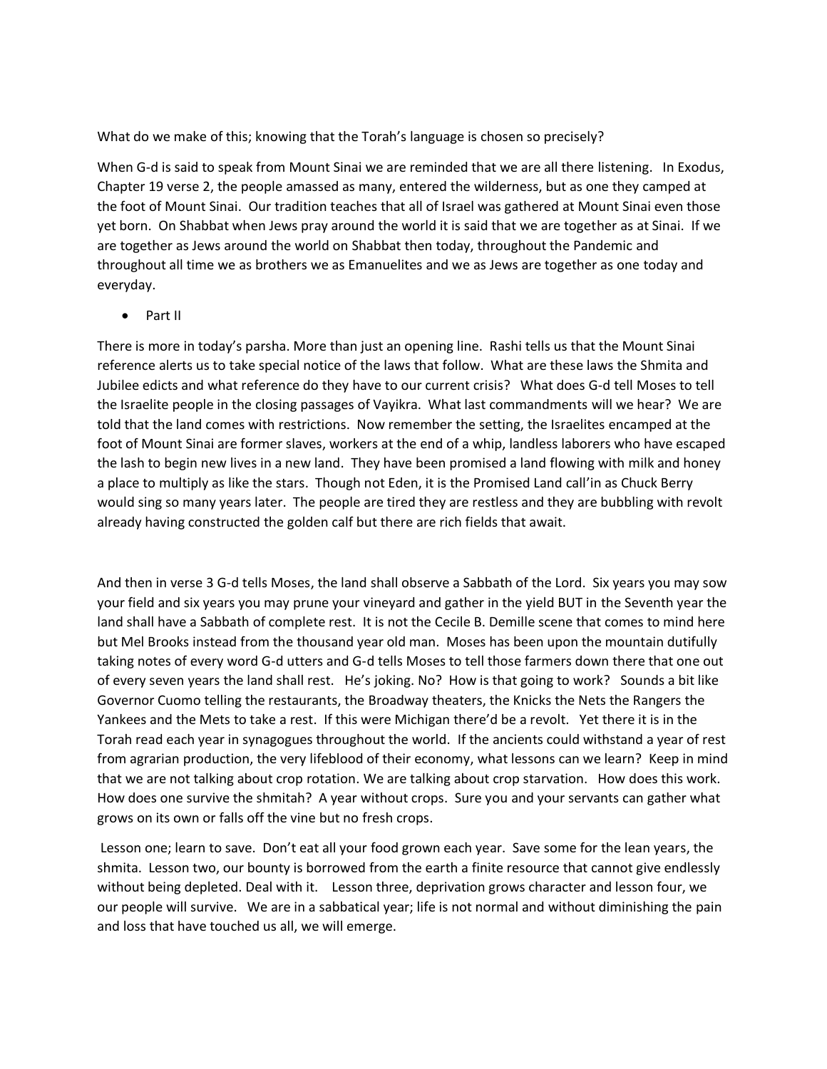What do we make of this; knowing that the Torah's language is chosen so precisely?

When G-d is said to speak from Mount Sinai we are reminded that we are all there listening. In Exodus, Chapter 19 verse 2, the people amassed as many, entered the wilderness, but as one they camped at the foot of Mount Sinai. Our tradition teaches that all of Israel was gathered at Mount Sinai even those yet born. On Shabbat when Jews pray around the world it is said that we are together as at Sinai. If we are together as Jews around the world on Shabbat then today, throughout the Pandemic and throughout all time we as brothers we as Emanuelites and we as Jews are together as one today and everyday.

- Part II

There is more in today's parsha. More than just an opening line. Rashi tells us that the Mount Sinai reference alerts us to take special notice of the laws that follow. What are these laws the Shmita and Jubilee edicts and what reference do they have to our current crisis? What does G-d tell Moses to tell the Israelite people in the closing passages of Vayikra. What last commandments will we hear? We are told that the land comes with restrictions. Now remember the setting, the Israelites encamped at the foot of Mount Sinai are former slaves, workers at the end of a whip, landless laborers who have escaped the lash to begin new lives in a new land. They have been promised a land flowing with milk and honey a place to multiply as like the stars. Though not Eden, it is the Promised Land call'in as Chuck Berry would sing so many years later. The people are tired they are restless and they are bubbling with revolt already having constructed the golden calf but there are rich fields that await.

And then in verse 3 G-d tells Moses, the land shall observe a Sabbath of the Lord. Six years you may sow your field and six years you may prune your vineyard and gather in the yield BUT in the Seventh year the land shall have a Sabbath of complete rest. It is not the Cecile B. Demille scene that comes to mind here but Mel Brooks instead from the thousand year old man. Moses has been upon the mountain dutifully taking notes of every word G-d utters and G-d tells Moses to tell those farmers down there that one out of every seven years the land shall rest. He's joking. No? How is that going to work? Sounds a bit like Governor Cuomo telling the restaurants, the Broadway theaters, the Knicks the Nets the Rangers the Yankees and the Mets to take a rest. If this were Michigan there'd be a revolt. Yet there it is in the Torah read each year in synagogues throughout the world. If the ancients could withstand a year of rest from agrarian production, the very lifeblood of their economy, what lessons can we learn? Keep in mind that we are not talking about crop rotation. We are talking about crop starvation. How does this work. How does one survive the shmitah? A year without crops. Sure you and your servants can gather what grows on its own or falls off the vine but no fresh crops.

Lesson one; learn to save. Don't eat all your food grown each year. Save some for the lean years, the shmita. Lesson two, our bounty is borrowed from the earth a finite resource that cannot give endlessly without being depleted. Deal with it. Lesson three, deprivation grows character and lesson four, we our people will survive. We are in a sabbatical year; life is not normal and without diminishing the pain and loss that have touched us all, we will emerge.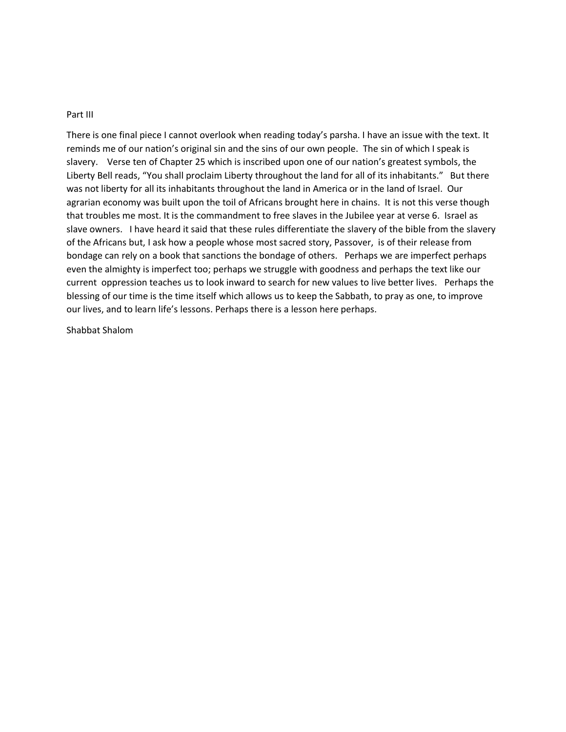Part III

There is one final piece I cannot overlook when reading today's parsha. I have an issue with the text. It reminds me of our nation's original sin and the sins of our own people. The sin of which I speak is slavery. Verse ten of Chapter 25 which is inscribed upon one of our nation's greatest symbols, the Liberty Bell reads, "You shall proclaim Liberty throughout the land for all of its inhabitants." But there was not liberty for all its inhabitants throughout the land in America or in the land of Israel. Our agrarian economy was built upon the toil of Africans brought here in chains. It is not this verse though that troubles me most. It is the commandment to free slaves in the Jubilee year at verse 6. Israel as slave owners. I have heard it said that these rules differentiate the slavery of the bible from the slavery of the Africans but, I ask how a people whose most sacred story, Passover, is of their release from bondage can rely on a book that sanctions the bondage of others. Perhaps we are imperfect perhaps even the almighty is imperfect too; perhaps we struggle with goodness and perhaps the text like our current oppression teaches us to look inward to search for new values to live better lives. Perhaps the blessing of our time is the time itself which allows us to keep the Sabbath, to pray as one, to improve our lives, and to learn life's lessons. Perhaps there is a lesson here perhaps.

Shabbat Shalom